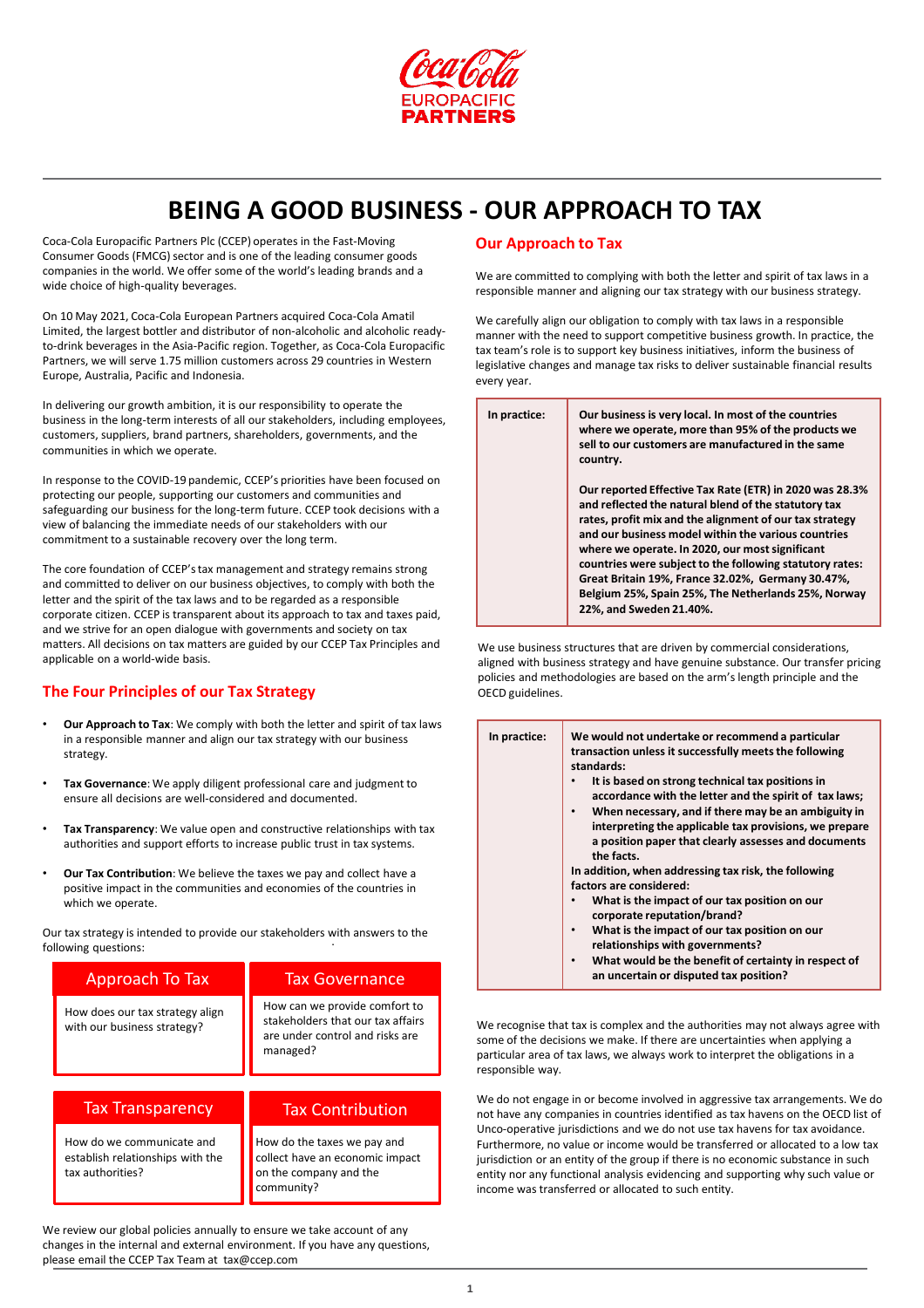# BEING A GOOD BUSINESS - OUR APPROACH TO TAX

Coca-Cola Europacific Partners Plc (CCEP) operates in the Fast-Moving Consumer Goods (FMCG) sector and is one of the leading consumer goods companies in the world. We offer some of the world's leading brands and a wide choice of high-quality beverages.

On 10 May 2021, Coca-Cola European Partners acquired Coca-Cola Amatil Limited, the largest bottler and distributor of non-alcoholic and alcoholic ready-to-drink beverages in the Asia-Pacific region. Together, as Coca-Cola Europacific Partners, we will serve 1.75 million customers across 29 countries in Western Europe, Australia, Pacific and Indonesia.

In delivering our growth ambition, it is our responsibility to operate the business in the long-term interests of all our stakeholders, including employees, customers, suppliers, brand partners, shareholders, governments, and the communities in which we operate.

In response to the COVID-19 pandemic, CCEP's priorities have been focused on protecting our people, supporting our customers and communities and safeguarding our business for the long-term future. CCEP took decisions with a view of balancing the immediate needs of our stakeholders with our commitment to a sustainable recovery over the long term.

The core foundation of CCEP's tax management and strategy remains strong and committed to deliver on our business objectives, to comply with both the letter and the spirit of the tax laws and to be regarded as a responsible corporate citizen. CCEP is transparent about its approach to tax and taxes paid, and we strive for an open dialogue with governments and society on tax matters. All decisions on tax matters are guided by our CCEP Tax Principles and applicable on a world-wide basis.

## The Four Principles of our Tax Strategy

- **Our Approach to Tax**: We comply with both the letter and spirit of tax laws in a responsible manner and align our tax strategy with our business strategy.
- **Tax Governance**: We apply diligent professional care and judgment to ensure all decisions are well-considered and documented.
- **Tax Transparency**: We value open and constructive relationships with tax authorities and support efforts to increase public trust in tax systems.
- **Our Tax Contribution**: We believe the taxes we pay and collect have a positive impact in the communities and economies of the countries in which we operate.

Our tax strategy is intended to provide our stakeholders with answers to the following questions:

| Approach To Tax | Tax Governance |
|---|---|
| How does our tax strategy align with our business strategy? | How can we provide comfort to stakeholders that our tax affairs are under control and risks are managed? |

| Tax Transparency | Tax Contribution |
|---|---|
| How do we communicate and establish relationships with the tax authorities? | How do the taxes we pay and collect have an economic impact on the company and the community? |

We review our global policies annually to ensure we take account of any changes in the internal and external environment. If you have any questions, please email the CCEP Tax Team at tax@ccep.com

## Our Approach to Tax

We are committed to complying with both the letter and spirit of tax laws in a responsible manner and aligning our tax strategy with our business strategy.

We carefully align our obligation to comply with tax laws in a responsible manner with the need to support competitive business growth. In practice, the tax team's role is to support key business initiatives, inform the business of legislative changes and manage tax risks to deliver sustainable financial results every year.

| In practice: | **Our business is very local. In most of the countries where we operate, more than 95% of the products we sell to our customers are manufactured in the same country.**<br><br>**Our reported Effective Tax Rate (ETR) in 2020 was 28.3% and reflected the natural blend of the statutory tax rates, profit mix and the alignment of our tax strategy and our business model within the various countries where we operate. In 2020, our most significant countries were subject to the following statutory rates: Great Britain 19%, France 32.02%, Germany 30.47%, Belgium 25%, Spain 25%, The Netherlands 25%, Norway 22%, and Sweden 21.40%.** |
|---|---|

We use business structures that are driven by commercial considerations, aligned with business strategy and have genuine substance. Our transfer pricing policies and methodologies are based on the arm's length principle and the OECD guidelines.

| In practice: | **We would not undertake or recommend a particular transaction unless it successfully meets the following standards:**<br>• **It is based on strong technical tax positions in accordance with the letter and the spirit of tax laws;**<br>• **When necessary, and if there may be an ambiguity in interpreting the applicable tax provisions, we prepare a position paper that clearly assesses and documents the facts.**<br>**In addition, when addressing tax risk, the following factors are considered:**<br>• **What is the impact of our tax position on our corporate reputation/brand?**<br>• **What is the impact of our tax position on our relationships with governments?**<br>• **What would be the benefit of certainty in respect of an uncertain or disputed tax position?** |
|---|---|

We recognise that tax is complex and the authorities may not always agree with some of the decisions we make. If there are uncertainties when applying a particular area of tax laws, we always work to interpret the obligations in a responsible way.

We do not engage in or become involved in aggressive tax arrangements. We do not have any companies in countries identified as tax havens on the OECD list of Unco-operative jurisdictions and we do not use tax havens for tax avoidance. Furthermore, no value or income would be transferred or allocated to a low tax jurisdiction or an entity of the group if there is no economic substance in such entity nor any functional analysis evidencing and supporting why such value or income was transferred or allocated to such entity.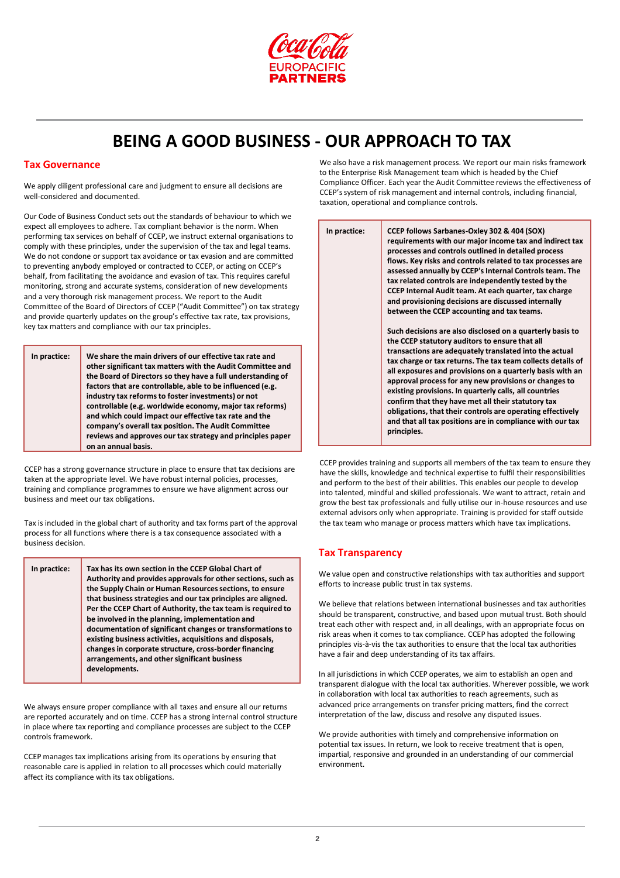# BEING A GOOD BUSINESS - OUR APPROACH TO TAX

## Tax Governance

We apply diligent professional care and judgment to ensure all decisions are well-considered and documented.

Our Code of Business Conduct sets out the standards of behaviour to which we expect all employees to adhere. Tax compliant behavior is the norm. When performing tax services on behalf of CCEP, we instruct external organisations to comply with these principles, under the supervision of the tax and legal teams. We do not condone or support tax avoidance or tax evasion and are committed to preventing anybody employed or contracted to CCEP, or acting on CCEP's behalf, from facilitating the avoidance and evasion of tax. This requires careful monitoring, strong and accurate systems, consideration of new developments and a very thorough risk management process. We report to the Audit Committee of the Board of Directors of CCEP ("Audit Committee") on tax strategy and provide quarterly updates on the group's effective tax rate, tax provisions, key tax matters and compliance with our tax principles.

| In practice: | We share the main drivers of our effective tax rate and other significant tax matters with the Audit Committee and the Board of Directors so they have a full understanding of factors that are controllable, able to be influenced (e.g. industry tax reforms to foster investments) or not controllable (e.g. worldwide economy, major tax reforms) and which could impact our effective tax rate and the company's overall tax position. The Audit Committee reviews and approves our tax strategy and principles paper on an annual basis. |
|---|---|

CCEP has a strong governance structure in place to ensure that tax decisions are taken at the appropriate level. We have robust internal policies, processes, training and compliance programmes to ensure we have alignment across our business and meet our tax obligations.

Tax is included in the global chart of authority and tax forms part of the approval process for all functions where there is a tax consequence associated with a business decision.

| In practice: | Tax has its own section in the CCEP Global Chart of Authority and provides approvals for other sections, such as the Supply Chain or Human Resources sections, to ensure that business strategies and our tax principles are aligned. Per the CCEP Chart of Authority, the tax team is required to be involved in the planning, implementation and documentation of significant changes or transformations to existing business activities, acquisitions and disposals, changes in corporate structure, cross-border financing arrangements, and other significant business developments. |
|---|---|

We always ensure proper compliance with all taxes and ensure all our returns are reported accurately and on time. CCEP has a strong internal control structure in place where tax reporting and compliance processes are subject to the CCEP controls framework.

CCEP manages tax implications arising from its operations by ensuring that reasonable care is applied in relation to all processes which could materially affect its compliance with its tax obligations.

We also have a risk management process. We report our main risks framework to the Enterprise Risk Management team which is headed by the Chief Compliance Officer. Each year the Audit Committee reviews the effectiveness of CCEP's system of risk management and internal controls, including financial, taxation, operational and compliance controls.

| In practice: | CCEP follows Sarbanes-Oxley 302 & 404 (SOX) requirements with our major income tax and indirect tax processes and controls outlined in detailed process flows. Key risks and controls related to tax processes are assessed annually by CCEP's Internal Controls team. The tax related controls are independently tested by the CCEP Internal Audit team. At each quarter, tax charge and provisioning decisions are discussed internally between the CCEP accounting and tax teams.<br><br>Such decisions are also disclosed on a quarterly basis to the CCEP statutory auditors to ensure that all transactions are adequately translated into the actual tax charge or tax returns. The tax team collects details of all exposures and provisions on a quarterly basis with an approval process for any new provisions or changes to existing provisions. In quarterly calls, all countries confirm that they have met all their statutory tax obligations, that their controls are operating effectively and that all tax positions are in compliance with our tax principles. |
|---|---|

CCEP provides training and supports all members of the tax team to ensure they have the skills, knowledge and technical expertise to fulfil their responsibilities and perform to the best of their abilities. This enables our people to develop into talented, mindful and skilled professionals. We want to attract, retain and grow the best tax professionals and fully utilise our in-house resources and use external advisors only when appropriate. Training is provided for staff outside the tax team who manage or process matters which have tax implications.

## Tax Transparency

We value open and constructive relationships with tax authorities and support efforts to increase public trust in tax systems.

We believe that relations between international businesses and tax authorities should be transparent, constructive, and based upon mutual trust. Both should treat each other with respect and, in all dealings, with an appropriate focus on risk areas when it comes to tax compliance. CCEP has adopted the following principles vis-à-vis the tax authorities to ensure that the local tax authorities have a fair and deep understanding of its tax affairs.

In all jurisdictions in which CCEP operates, we aim to establish an open and transparent dialogue with the local tax authorities. Wherever possible, we work in collaboration with local tax authorities to reach agreements, such as advanced price arrangements on transfer pricing matters, find the correct interpretation of the law, discuss and resolve any disputed issues.

We provide authorities with timely and comprehensive information on potential tax issues. In return, we look to receive treatment that is open, impartial, responsive and grounded in an understanding of our commercial environment.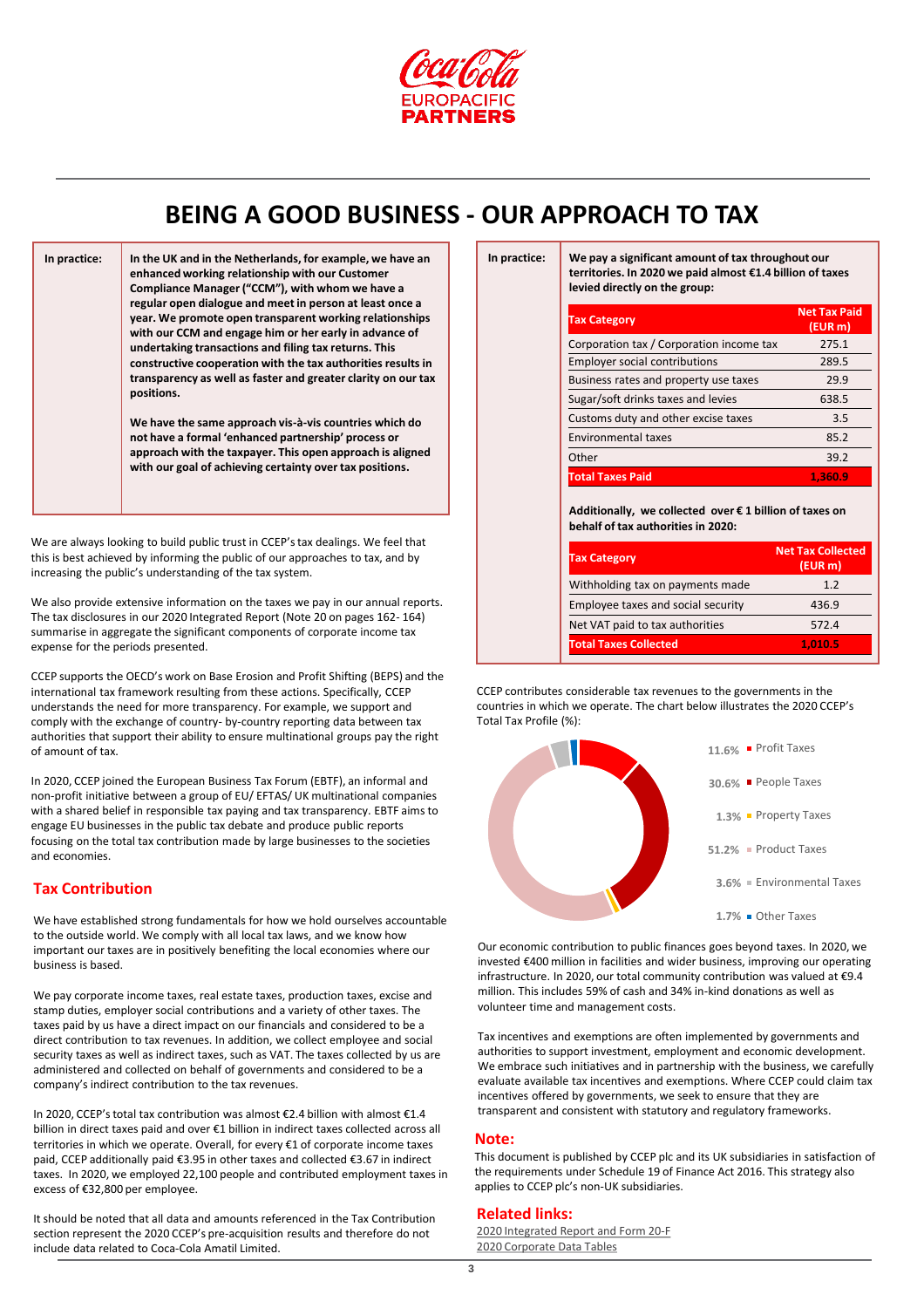# BEING A GOOD BUSINESS - OUR APPROACH TO TAX

| | |
|---|---|
| **In practice:** | **In the UK and in the Netherlands, for example, we have an enhanced working relationship with our Customer Compliance Manager ("CCM"), with whom we have a regular open dialogue and meet in person at least once a year. We promote open transparent working relationships with our CCM and engage him or her early in advance of undertaking transactions and filing tax returns. This constructive cooperation with the tax authorities results in transparency as well as faster and greater clarity on our tax positions.** <br><br> **We have the same approach vis-à-vis countries which do not have a formal 'enhanced partnership' process or approach with the taxpayer. This open approach is aligned with our goal of achieving certainty over tax positions.** |

We are always looking to build public trust in CCEP's tax dealings. We feel that this is best achieved by informing the public of our approaches to tax, and by increasing the public's understanding of the tax system.

We also provide extensive information on the taxes we pay in our annual reports. The tax disclosures in our 2020 Integrated Report (Note 20 on pages 162- 164) summarise in aggregate the significant components of corporate income tax expense for the periods presented.

CCEP supports the OECD's work on Base Erosion and Profit Shifting (BEPS) and the international tax framework resulting from these actions. Specifically, CCEP understands the need for more transparency. For example, we support and comply with the exchange of country- by-country reporting data between tax authorities that support their ability to ensure multinational groups pay the right of amount of tax.

In 2020, CCEP joined the European Business Tax Forum (EBTF), an informal and non-profit initiative between a group of EU/ EFTAS/ UK multinational companies with a shared belief in responsible tax paying and tax transparency. EBTF aims to engage EU businesses in the public tax debate and produce public reports focusing on the total tax contribution made by large businesses to the societies and economies.

## Tax Contribution

We have established strong fundamentals for how we hold ourselves accountable to the outside world. We comply with all local tax laws, and we know how important our taxes are in positively benefiting the local economies where our business is based.

We pay corporate income taxes, real estate taxes, production taxes, excise and stamp duties, employer social contributions and a variety of other taxes. The taxes paid by us have a direct impact on our financials and considered to be a direct contribution to tax revenues. In addition, we collect employee and social security taxes as well as indirect taxes, such as VAT. The taxes collected by us are administered and collected on behalf of governments and considered to be a company's indirect contribution to the tax revenues.

In 2020, CCEP's total tax contribution was almost €2.4 billion with almost €1.4 billion in direct taxes paid and over €1 billion in indirect taxes collected across all territories in which we operate. Overall, for every €1 of corporate income taxes paid, CCEP additionally paid €3.95 in other taxes and collected €3.67 in indirect taxes. In 2020, we employed 22,100 people and contributed employment taxes in excess of €32,800 per employee.

It should be noted that all data and amounts referenced in the Tax Contribution section represent the 2020 CCEP's pre-acquisition results and therefore do not include data related to Coca-Cola Amatil Limited.

**In practice:**

**We pay a significant amount of tax throughout our territories. In 2020 we paid almost €1.4 billion of taxes levied directly on the group:**

| Tax Category | Net Tax Paid (EUR m) |
|---|---|
| Corporation tax / Corporation income tax | 275.1 |
| Employer social contributions | 289.5 |
| Business rates and property use taxes | 29.9 |
| Sugar/soft drinks taxes and levies | 638.5 |
| Customs duty and other excise taxes | 3.5 |
| Environmental taxes | 85.2 |
| Other | 39.2 |
| **Total Taxes Paid** | **1,360.9** |

**Additionally, we collected over € 1 billion of taxes on behalf of tax authorities in 2020:**

| Tax Category | Net Tax Collected (EUR m) |
|---|---|
| Withholding tax on payments made | 1.2 |
| Employee taxes and social security | 436.9 |
| Net VAT paid to tax authorities | 572.4 |
| **Total Taxes Collected** | **1,010.5** |

CCEP contributes considerable tax revenues to the governments in the countries in which we operate. The chart below illustrates the 2020 CCEP's Total Tax Profile (%):

11.6% Profit Taxes
30.6% People Taxes
1.3% Property Taxes
51.2% Product Taxes
3.6% Environmental Taxes
1.7% Other Taxes

Our economic contribution to public finances goes beyond taxes. In 2020, we invested €400 million in facilities and wider business, improving our operating infrastructure. In 2020, our total community contribution was valued at €9.4 million. This includes 59% of cash and 34% in-kind donations as well as volunteer time and management costs.

Tax incentives and exemptions are often implemented by governments and authorities to support investment, employment and economic development. We embrace such initiatives and in partnership with the business, we carefully evaluate available tax incentives and exemptions. Where CCEP could claim tax incentives offered by governments, we seek to ensure that they are transparent and consistent with statutory and regulatory frameworks.

## Note:

This document is published by CCEP plc and its UK subsidiaries in satisfaction of the requirements under Schedule 19 of Finance Act 2016. This strategy also applies to CCEP plc's non-UK subsidiaries.

## Related links:

2020 Integrated Report and Form 20-F
2020 Corporate Data Tables